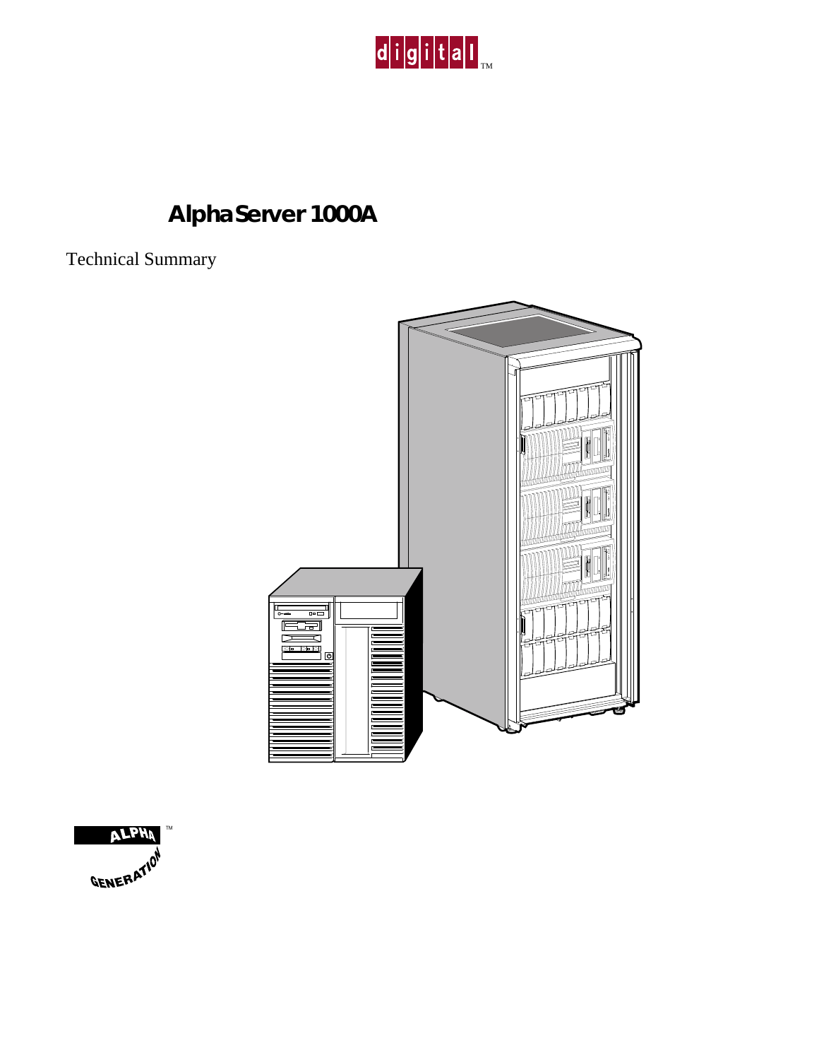# AlphaServer 1000A

Technical Summary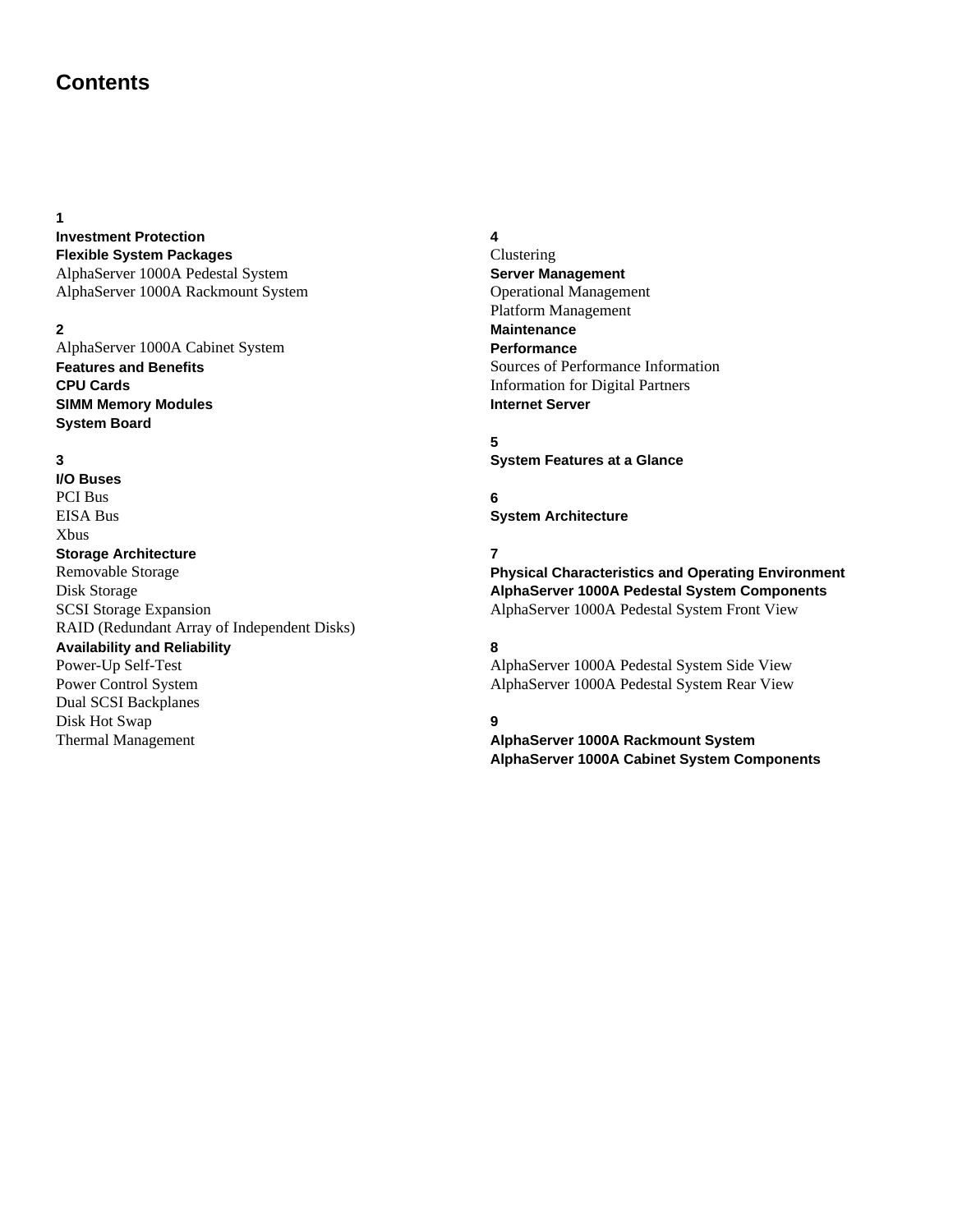# Contents

**1**
**Investment Protection**
**Flexible System Packages**
AlphaServer 1000A Pedestal System
AlphaServer 1000A Rackmount System

**2**
AlphaServer 1000A Cabinet System
**Features and Benefits**
**CPU Cards**
**SIMM Memory Modules**
**System Board**

**3**
**I/O Buses**
PCI Bus
EISA Bus
Xbus
**Storage Architecture**
Removable Storage
Disk Storage
SCSI Storage Expansion
RAID (Redundant Array of Independent Disks)
**Availability and Reliability**
Power-Up Self-Test
Power Control System
Dual SCSI Backplanes
Disk Hot Swap
Thermal Management

**4**
Clustering
**Server Management**
Operational Management
Platform Management
**Maintenance**
**Performance**
Sources of Performance Information
Information for Digital Partners
**Internet Server**

**5**
**System Features at a Glance**

**6**
**System Architecture**

**7**
**Physical Characteristics and Operating Environment**
**AlphaServer 1000A Pedestal System Components**
AlphaServer 1000A Pedestal System Front View

**8**
AlphaServer 1000A Pedestal System Side View
AlphaServer 1000A Pedestal System Rear View

**9**
**AlphaServer 1000A Rackmount System**
**AlphaServer 1000A Cabinet System Components**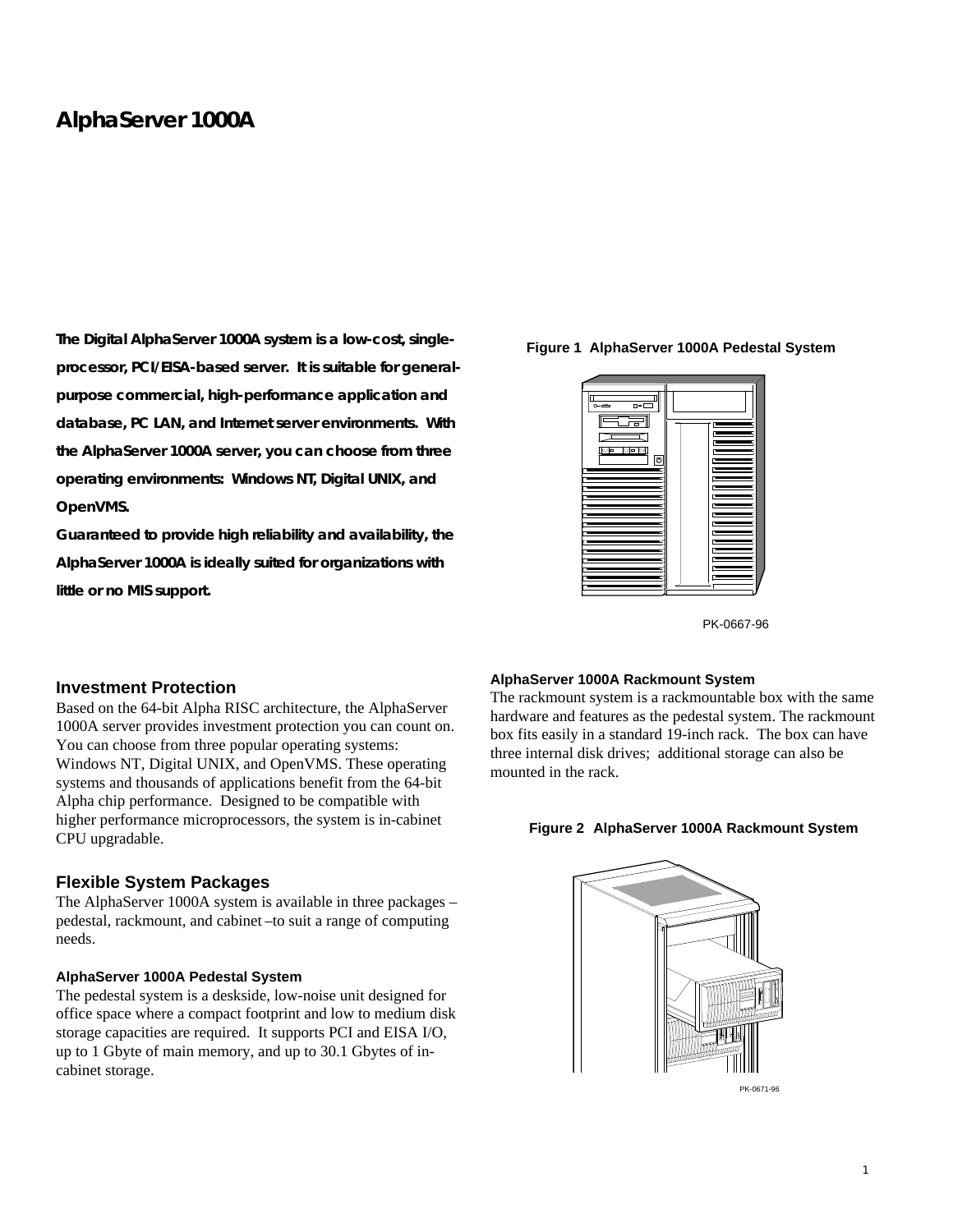# AlphaServer 1000A

**The Digital AlphaServer 1000A system is a low-cost, single-processor, PCI/EISA-based server. It is suitable for general-purpose commercial, high-performance application and database, PC LAN, and Internet server environments. With the AlphaServer 1000A server, you can choose from three operating environments: Windows NT, Digital UNIX, and OpenVMS.**

**Guaranteed to provide high reliability and availability, the AlphaServer 1000A is ideally suited for organizations with little or no MIS support.**

**Figure 1 AlphaServer 1000A Pedestal System**

PK-0667-96

## Investment Protection

Based on the 64-bit Alpha RISC architecture, the AlphaServer 1000A server provides investment protection you can count on. You can choose from three popular operating systems: Windows NT, Digital UNIX, and OpenVMS. These operating systems and thousands of applications benefit from the 64-bit Alpha chip performance. Designed to be compatible with higher performance microprocessors, the system is in-cabinet CPU upgradable.

## Flexible System Packages

The AlphaServer 1000A system is available in three packages – pedestal, rackmount, and cabinet –to suit a range of computing needs.

### AlphaServer 1000A Pedestal System

The pedestal system is a deskside, low-noise unit designed for office space where a compact footprint and low to medium disk storage capacities are required. It supports PCI and EISA I/O, up to 1 Gbyte of main memory, and up to 30.1 Gbytes of in-cabinet storage.

### AlphaServer 1000A Rackmount System

The rackmount system is a rackmountable box with the same hardware and features as the pedestal system. The rackmount box fits easily in a standard 19-inch rack. The box can have three internal disk drives; additional storage can also be mounted in the rack.

**Figure 2 AlphaServer 1000A Rackmount System**

PK-0671-96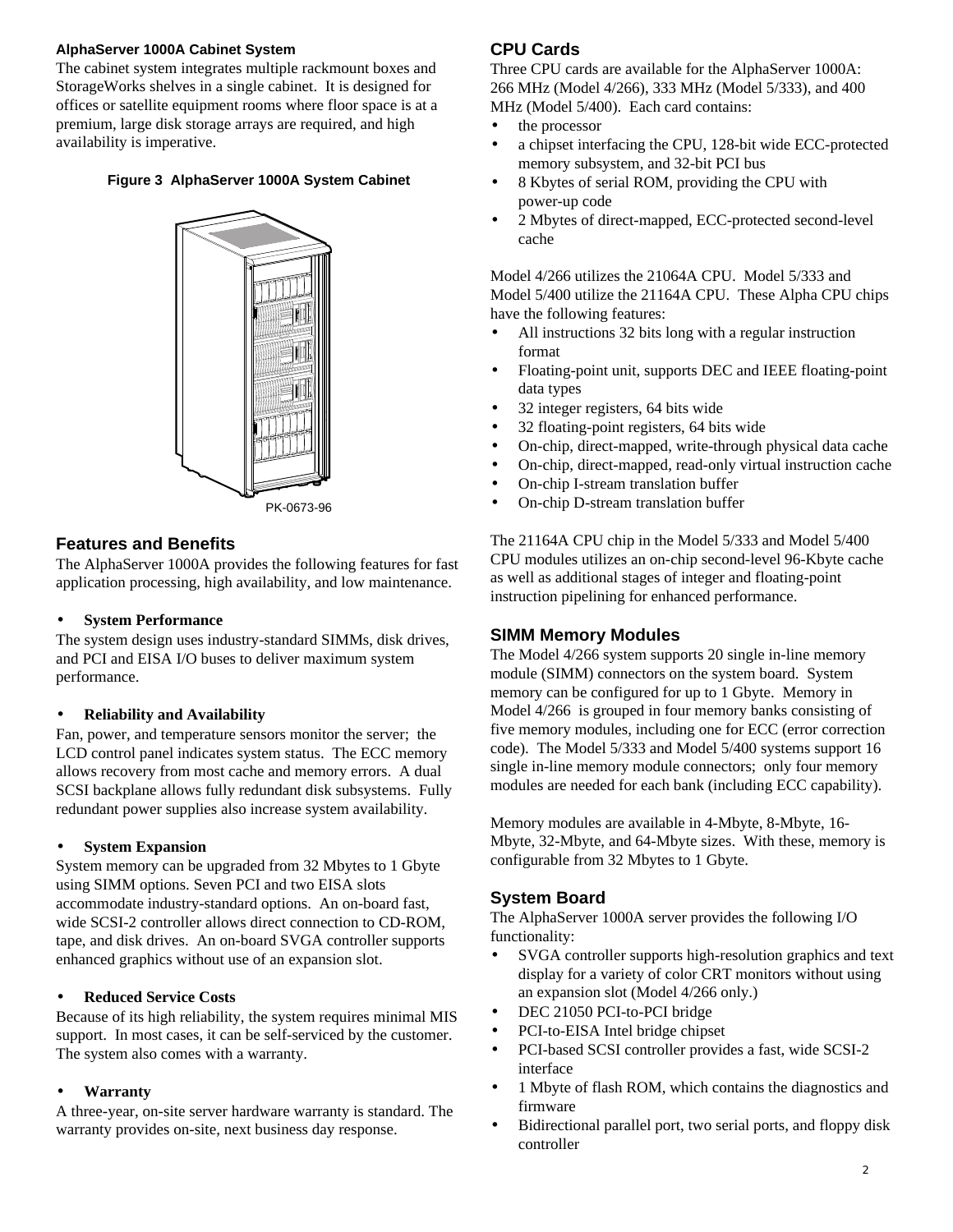### AlphaServer 1000A Cabinet System

The cabinet system integrates multiple rackmount boxes and StorageWorks shelves in a single cabinet. It is designed for offices or satellite equipment rooms where floor space is at a premium, large disk storage arrays are required, and high availability is imperative.

**Figure 3 AlphaServer 1000A System Cabinet**

PK-0673-96

## Features and Benefits

The AlphaServer 1000A provides the following features for fast application processing, high availability, and low maintenance.

- **System Performance**

The system design uses industry-standard SIMMs, disk drives, and PCI and EISA I/O buses to deliver maximum system performance.

- **Reliability and Availability**

Fan, power, and temperature sensors monitor the server; the LCD control panel indicates system status. The ECC memory allows recovery from most cache and memory errors. A dual SCSI backplane allows fully redundant disk subsystems. Fully redundant power supplies also increase system availability.

- **System Expansion**

System memory can be upgraded from 32 Mbytes to 1 Gbyte using SIMM options. Seven PCI and two EISA slots accommodate industry-standard options. An on-board fast, wide SCSI-2 controller allows direct connection to CD-ROM, tape, and disk drives. An on-board SVGA controller supports enhanced graphics without use of an expansion slot.

- **Reduced Service Costs**

Because of its high reliability, the system requires minimal MIS support. In most cases, it can be self-serviced by the customer. The system also comes with a warranty.

- **Warranty**

A three-year, on-site server hardware warranty is standard. The warranty provides on-site, next business day response.

## CPU Cards

Three CPU cards are available for the AlphaServer 1000A: 266 MHz (Model 4/266), 333 MHz (Model 5/333), and 400 MHz (Model 5/400). Each card contains:

- the processor
- a chipset interfacing the CPU, 128-bit wide ECC-protected memory subsystem, and 32-bit PCI bus
- 8 Kbytes of serial ROM, providing the CPU with power-up code
- 2 Mbytes of direct-mapped, ECC-protected second-level cache

Model 4/266 utilizes the 21064A CPU. Model 5/333 and Model 5/400 utilize the 21164A CPU. These Alpha CPU chips have the following features:

- All instructions 32 bits long with a regular instruction format
- Floating-point unit, supports DEC and IEEE floating-point data types
- 32 integer registers, 64 bits wide
- 32 floating-point registers, 64 bits wide
- On-chip, direct-mapped, write-through physical data cache
- On-chip, direct-mapped, read-only virtual instruction cache
- On-chip I-stream translation buffer
- On-chip D-stream translation buffer

The 21164A CPU chip in the Model 5/333 and Model 5/400 CPU modules utilizes an on-chip second-level 96-Kbyte cache as well as additional stages of integer and floating-point instruction pipelining for enhanced performance.

## SIMM Memory Modules

The Model 4/266 system supports 20 single in-line memory module (SIMM) connectors on the system board. System memory can be configured for up to 1 Gbyte. Memory in Model 4/266 is grouped in four memory banks consisting of five memory modules, including one for ECC (error correction code). The Model 5/333 and Model 5/400 systems support 16 single in-line memory module connectors; only four memory modules are needed for each bank (including ECC capability).

Memory modules are available in 4-Mbyte, 8-Mbyte, 16-Mbyte, 32-Mbyte, and 64-Mbyte sizes. With these, memory is configurable from 32 Mbytes to 1 Gbyte.

## System Board

The AlphaServer 1000A server provides the following I/O functionality:

- SVGA controller supports high-resolution graphics and text display for a variety of color CRT monitors without using an expansion slot (Model 4/266 only.)
- DEC 21050 PCI-to-PCI bridge
- PCI-to-EISA Intel bridge chipset
- PCI-based SCSI controller provides a fast, wide SCSI-2 interface
- 1 Mbyte of flash ROM, which contains the diagnostics and firmware
- Bidirectional parallel port, two serial ports, and floppy disk controller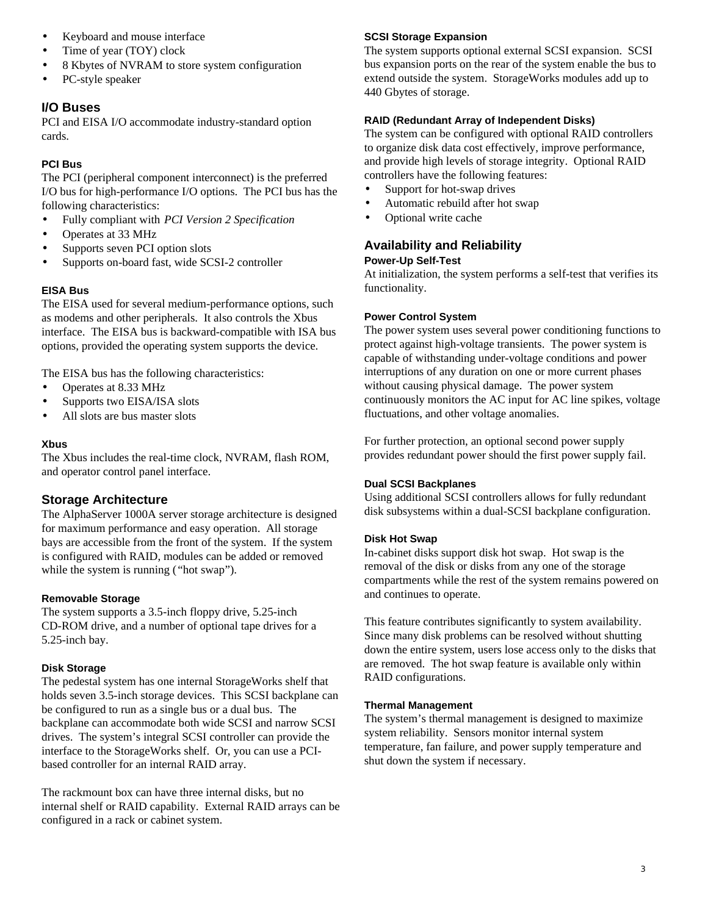- Keyboard and mouse interface
- Time of year (TOY) clock
- 8 Kbytes of NVRAM to store system configuration
- PC-style speaker

## I/O Buses

PCI and EISA I/O accommodate industry-standard option cards.

### PCI Bus

The PCI (peripheral component interconnect) is the preferred I/O bus for high-performance I/O options. The PCI bus has the following characteristics:

- Fully compliant with *PCI Version 2 Specification*
- Operates at 33 MHz
- Supports seven PCI option slots
- Supports on-board fast, wide SCSI-2 controller

### EISA Bus

The EISA used for several medium-performance options, such as modems and other peripherals. It also controls the Xbus interface. The EISA bus is backward-compatible with ISA bus options, provided the operating system supports the device.

The EISA bus has the following characteristics:

- Operates at 8.33 MHz
- Supports two EISA/ISA slots
- All slots are bus master slots

### Xbus

The Xbus includes the real-time clock, NVRAM, flash ROM, and operator control panel interface.

## Storage Architecture

The AlphaServer 1000A server storage architecture is designed for maximum performance and easy operation. All storage bays are accessible from the front of the system. If the system is configured with RAID, modules can be added or removed while the system is running ("hot swap").

### Removable Storage

The system supports a 3.5-inch floppy drive, 5.25-inch CD-ROM drive, and a number of optional tape drives for a 5.25-inch bay.

### Disk Storage

The pedestal system has one internal StorageWorks shelf that holds seven 3.5-inch storage devices. This SCSI backplane can be configured to run as a single bus or a dual bus. The backplane can accommodate both wide SCSI and narrow SCSI drives. The system's integral SCSI controller can provide the interface to the StorageWorks shelf. Or, you can use a PCI-based controller for an internal RAID array.

The rackmount box can have three internal disks, but no internal shelf or RAID capability. External RAID arrays can be configured in a rack or cabinet system.

### SCSI Storage Expansion

The system supports optional external SCSI expansion. SCSI bus expansion ports on the rear of the system enable the bus to extend outside the system. StorageWorks modules add up to 440 Gbytes of storage.

### RAID (Redundant Array of Independent Disks)

The system can be configured with optional RAID controllers to organize disk data cost effectively, improve performance, and provide high levels of storage integrity. Optional RAID controllers have the following features:

- Support for hot-swap drives
- Automatic rebuild after hot swap
- Optional write cache

## Availability and Reliability

### Power-Up Self-Test

At initialization, the system performs a self-test that verifies its functionality.

### Power Control System

The power system uses several power conditioning functions to protect against high-voltage transients. The power system is capable of withstanding under-voltage conditions and power interruptions of any duration on one or more current phases without causing physical damage. The power system continuously monitors the AC input for AC line spikes, voltage fluctuations, and other voltage anomalies.

For further protection, an optional second power supply provides redundant power should the first power supply fail.

### Dual SCSI Backplanes

Using additional SCSI controllers allows for fully redundant disk subsystems within a dual-SCSI backplane configuration.

### Disk Hot Swap

In-cabinet disks support disk hot swap. Hot swap is the removal of the disk or disks from any one of the storage compartments while the rest of the system remains powered on and continues to operate.

This feature contributes significantly to system availability. Since many disk problems can be resolved without shutting down the entire system, users lose access only to the disks that are removed. The hot swap feature is available only within RAID configurations.

### Thermal Management

The system's thermal management is designed to maximize system reliability. Sensors monitor internal system temperature, fan failure, and power supply temperature and shut down the system if necessary.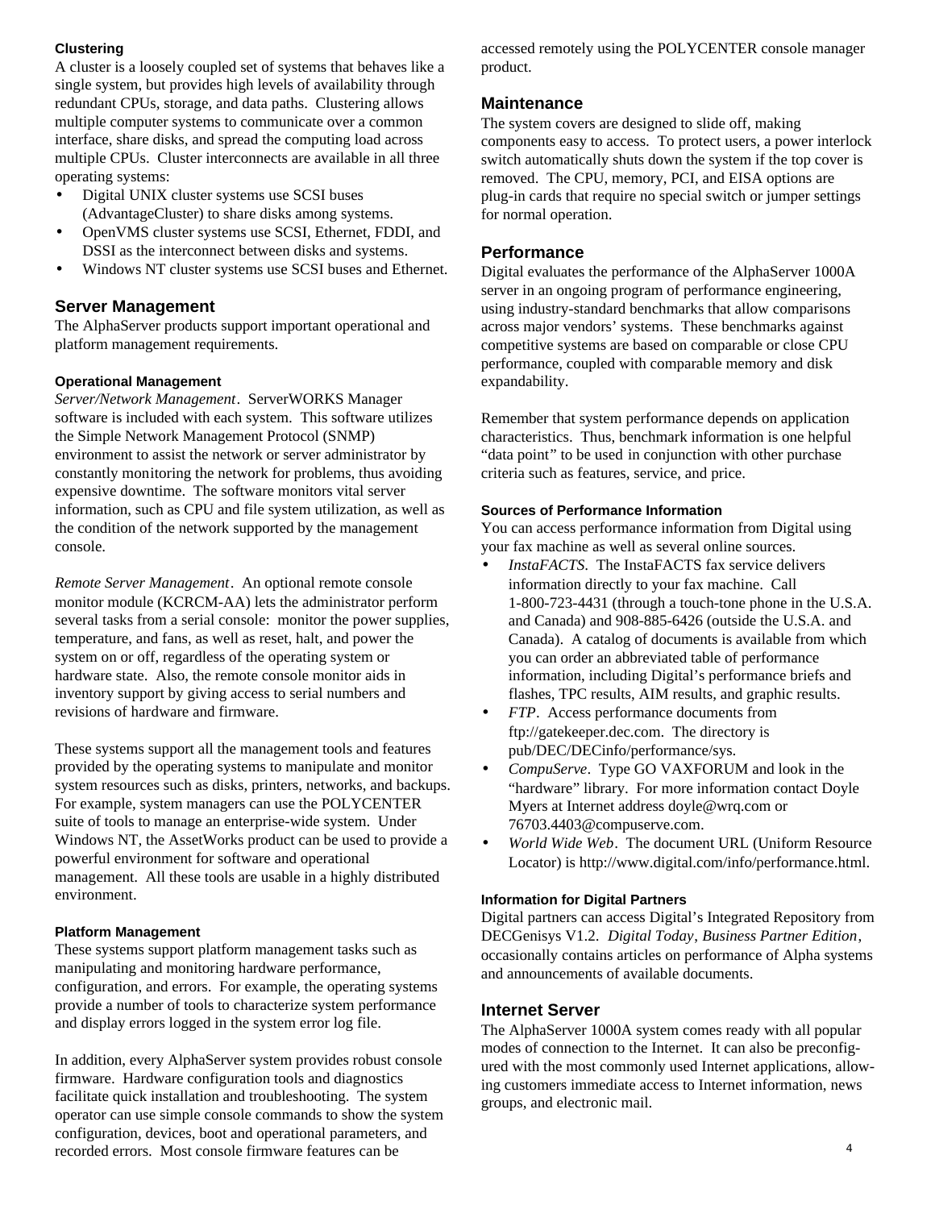### Clustering

A cluster is a loosely coupled set of systems that behaves like a single system, but provides high levels of availability through redundant CPUs, storage, and data paths. Clustering allows multiple computer systems to communicate over a common interface, share disks, and spread the computing load across multiple CPUs. Cluster interconnects are available in all three operating systems:

- Digital UNIX cluster systems use SCSI buses (AdvantageCluster) to share disks among systems.
- OpenVMS cluster systems use SCSI, Ethernet, FDDI, and DSSI as the interconnect between disks and systems.
- Windows NT cluster systems use SCSI buses and Ethernet.

## Server Management

The AlphaServer products support important operational and platform management requirements.

### Operational Management

*Server/Network Management*. ServerWORKS Manager software is included with each system. This software utilizes the Simple Network Management Protocol (SNMP) environment to assist the network or server administrator by constantly monitoring the network for problems, thus avoiding expensive downtime. The software monitors vital server information, such as CPU and file system utilization, as well as the condition of the network supported by the management console.

*Remote Server Management*. An optional remote console monitor module (KCRCM-AA) lets the administrator perform several tasks from a serial console: monitor the power supplies, temperature, and fans, as well as reset, halt, and power the system on or off, regardless of the operating system or hardware state. Also, the remote console monitor aids in inventory support by giving access to serial numbers and revisions of hardware and firmware.

These systems support all the management tools and features provided by the operating systems to manipulate and monitor system resources such as disks, printers, networks, and backups. For example, system managers can use the POLYCENTER suite of tools to manage an enterprise-wide system. Under Windows NT, the AssetWorks product can be used to provide a powerful environment for software and operational management. All these tools are usable in a highly distributed environment.

### Platform Management

These systems support platform management tasks such as manipulating and monitoring hardware performance, configuration, and errors. For example, the operating systems provide a number of tools to characterize system performance and display errors logged in the system error log file.

In addition, every AlphaServer system provides robust console firmware. Hardware configuration tools and diagnostics facilitate quick installation and troubleshooting. The system operator can use simple console commands to show the system configuration, devices, boot and operational parameters, and recorded errors. Most console firmware features can be accessed remotely using the POLYCENTER console manager product.

## Maintenance

The system covers are designed to slide off, making components easy to access. To protect users, a power interlock switch automatically shuts down the system if the top cover is removed. The CPU, memory, PCI, and EISA options are plug-in cards that require no special switch or jumper settings for normal operation.

## Performance

Digital evaluates the performance of the AlphaServer 1000A server in an ongoing program of performance engineering, using industry-standard benchmarks that allow comparisons across major vendors' systems. These benchmarks against competitive systems are based on comparable or close CPU performance, coupled with comparable memory and disk expandability.

Remember that system performance depends on application characteristics. Thus, benchmark information is one helpful "data point" to be used in conjunction with other purchase criteria such as features, service, and price.

### Sources of Performance Information

You can access performance information from Digital using your fax machine as well as several online sources.

- *InstaFACTS*. The InstaFACTS fax service delivers information directly to your fax machine. Call 1-800-723-4431 (through a touch-tone phone in the U.S.A. and Canada) and 908-885-6426 (outside the U.S.A. and Canada). A catalog of documents is available from which you can order an abbreviated table of performance information, including Digital's performance briefs and flashes, TPC results, AIM results, and graphic results.
- *FTP*. Access performance documents from ftp://gatekeeper.dec.com. The directory is pub/DEC/DECinfo/performance/sys.
- *CompuServe*. Type GO VAXFORUM and look in the "hardware" library. For more information contact Doyle Myers at Internet address doyle@wrq.com or 76703.4403@compuserve.com.
- *World Wide Web*. The document URL (Uniform Resource Locator) is http://www.digital.com/info/performance.html.

### Information for Digital Partners

Digital partners can access Digital's Integrated Repository from DECGenisys V1.2. *Digital Today*, *Business Partner Edition*, occasionally contains articles on performance of Alpha systems and announcements of available documents.

## Internet Server

The AlphaServer 1000A system comes ready with all popular modes of connection to the Internet. It can also be preconfigured with the most commonly used Internet applications, allowing customers immediate access to Internet information, news groups, and electronic mail.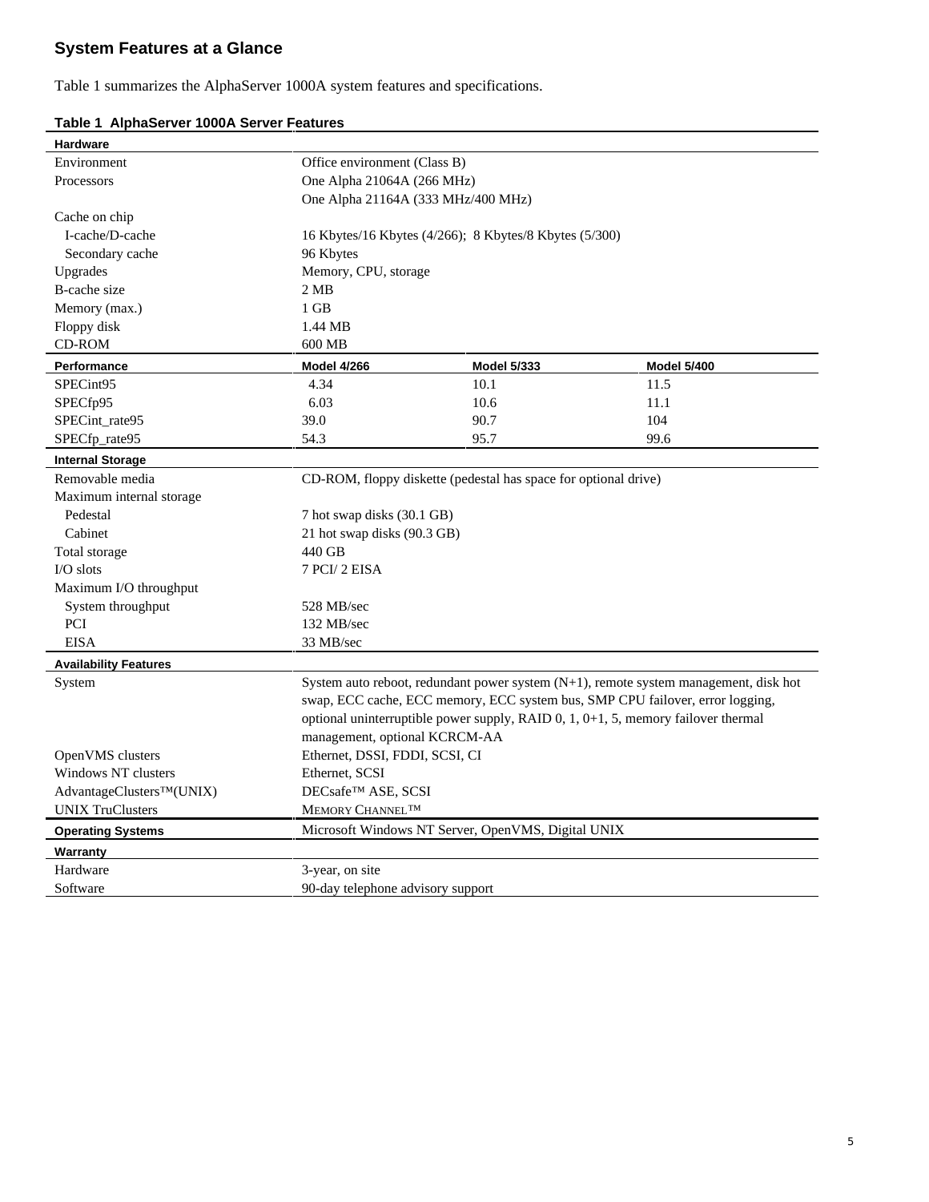## System Features at a Glance

Table 1 summarizes the AlphaServer 1000A system features and specifications.

**Table 1 AlphaServer 1000A Server Features**

| **Hardware** | | | |
|---|---|---|---|
| Environment | Office environment (Class B) | | |
| Processors | One Alpha 21064A (266 MHz) | | |
| | One Alpha 21164A (333 MHz/400 MHz) | | |
| Cache on chip | | | |
| I-cache/D-cache | 16 Kbytes/16 Kbytes (4/266); 8 Kbytes/8 Kbytes (5/300) | | |
| Secondary cache | 96 Kbytes | | |
| Upgrades | Memory, CPU, storage | | |
| B-cache size | 2 MB | | |
| Memory (max.) | 1 GB | | |
| Floppy disk | 1.44 MB | | |
| CD-ROM | 600 MB | | |
| **Performance** | **Model 4/266** | **Model 5/333** | **Model 5/400** |
| SPECint95 | 4.34 | 10.1 | 11.5 |
| SPECfp95 | 6.03 | 10.6 | 11.1 |
| SPECint_rate95 | 39.0 | 90.7 | 104 |
| SPECfp_rate95 | 54.3 | 95.7 | 99.6 |
| **Internal Storage** | | | |
| Removable media | CD-ROM, floppy diskette (pedestal has space for optional drive) | | |
| Maximum internal storage | | | |
| Pedestal | 7 hot swap disks (30.1 GB) | | |
| Cabinet | 21 hot swap disks (90.3 GB) | | |
| Total storage | 440 GB | | |
| I/O slots | 7 PCI/ 2 EISA | | |
| Maximum I/O throughput | | | |
| System throughput | 528 MB/sec | | |
| PCI | 132 MB/sec | | |
| EISA | 33 MB/sec | | |
| **Availability Features** | | | |
| System | System auto reboot, redundant power system (N+1), remote system management, disk hot swap, ECC cache, ECC memory, ECC system bus, SMP CPU failover, error logging, optional uninterruptible power supply, RAID 0, 1, 0+1, 5, memory failover thermal management, optional KCRCM-AA | | |
| OpenVMS clusters | Ethernet, DSSI, FDDI, SCSI, CI | | |
| Windows NT clusters | Ethernet, SCSI | | |
| AdvantageClusters™(UNIX) | DECsafe™ ASE, SCSI | | |
| UNIX TruClusters | MEMORY CHANNEL™ | | |
| **Operating Systems** | Microsoft Windows NT Server, OpenVMS, Digital UNIX | | |
| **Warranty** | | | |
| Hardware | 3-year, on site | | |
| Software | 90-day telephone advisory support | | |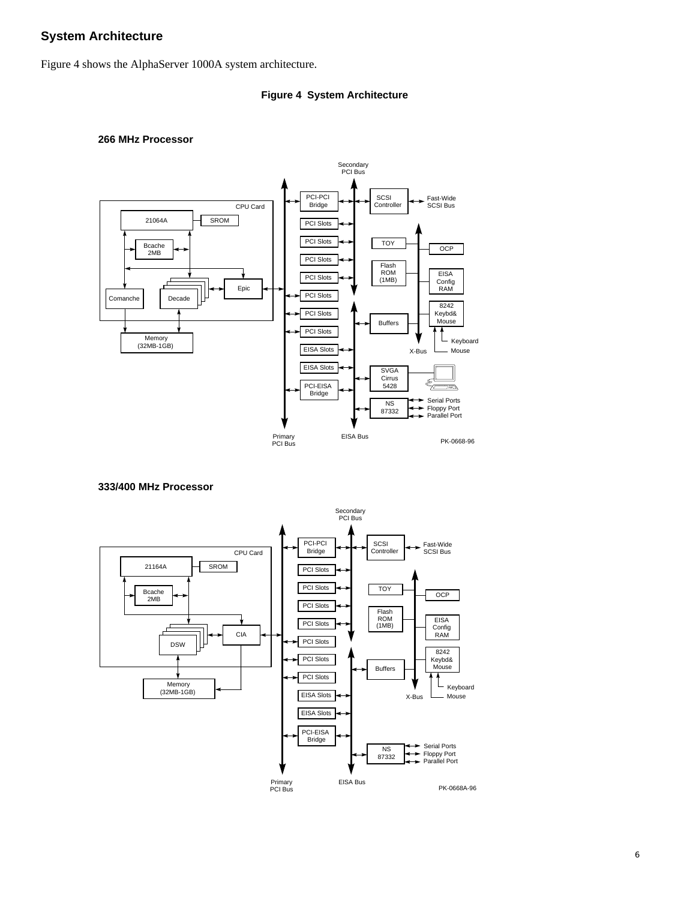## System Architecture

Figure 4 shows the AlphaServer 1000A system architecture.

**Figure 4 System Architecture**

**266 MHz Processor**

**333/400 MHz Processor**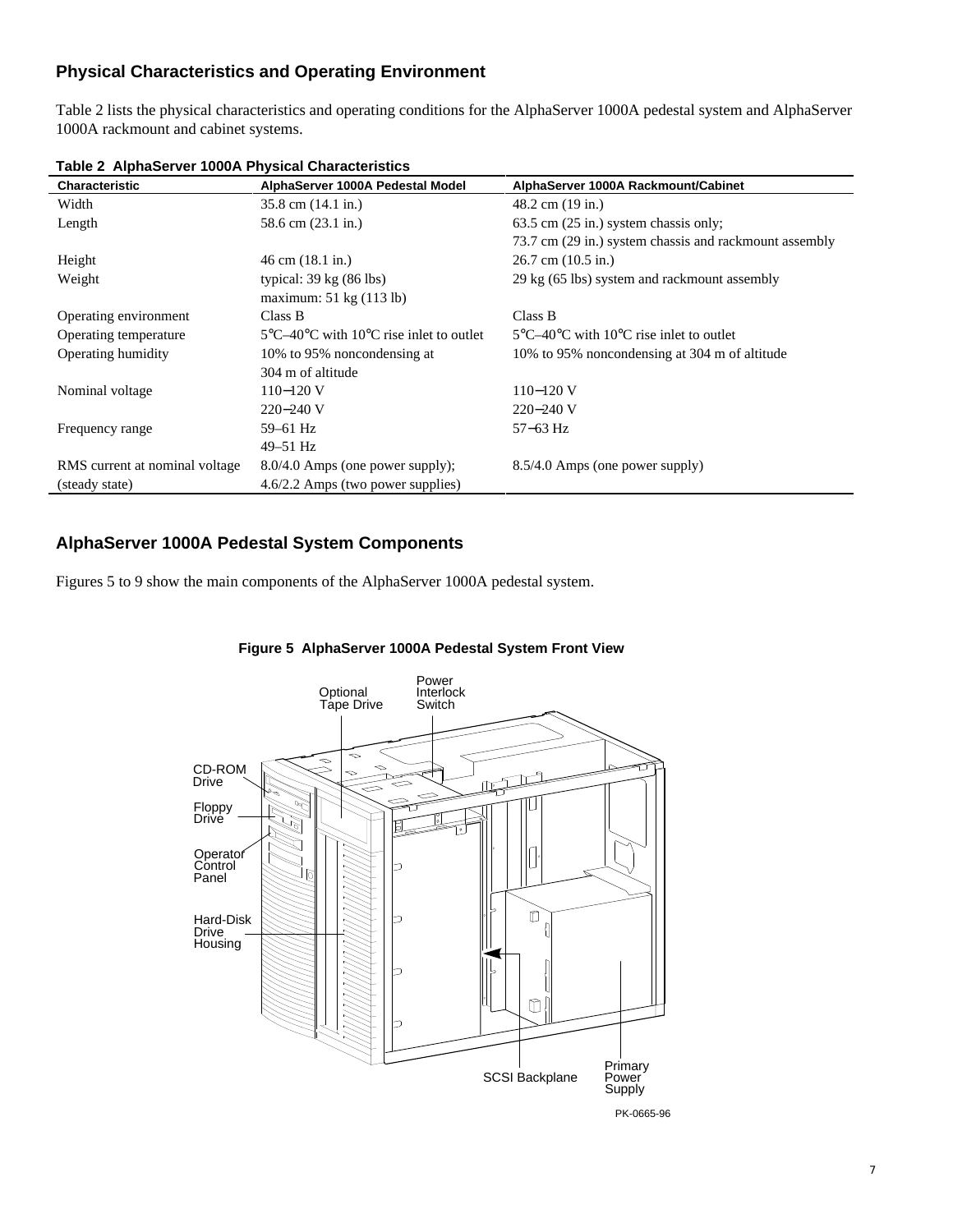## Physical Characteristics and Operating Environment

Table 2 lists the physical characteristics and operating conditions for the AlphaServer 1000A pedestal system and AlphaServer 1000A rackmount and cabinet systems.

**Table 2 AlphaServer 1000A Physical Characteristics**

| Characteristic | AlphaServer 1000A Pedestal Model | AlphaServer 1000A Rackmount/Cabinet |
|---|---|---|
| Width | 35.8 cm (14.1 in.) | 48.2 cm (19 in.) |
| Length | 58.6 cm (23.1 in.) | 63.5 cm (25 in.) system chassis only; 73.7 cm (29 in.) system chassis and rackmount assembly |
| Height | 46 cm (18.1 in.) | 26.7 cm (10.5 in.) |
| Weight | typical: 39 kg (86 lbs) maximum: 51 kg (113 lb) | 29 kg (65 lbs) system and rackmount assembly |
| Operating environment | Class B | Class B |
| Operating temperature | 5°C–40°C with 10°C rise inlet to outlet | 5°C–40°C with 10°C rise inlet to outlet |
| Operating humidity | 10% to 95% noncondensing at 304 m of altitude | 10% to 95% noncondensing at 304 m of altitude |
| Nominal voltage | 110−120 V 220−240 V | 110−120 V 220−240 V |
| Frequency range | 59–61 Hz 49–51 Hz | 57−63 Hz |
| RMS current at nominal voltage (steady state) | 8.0/4.0 Amps (one power supply); 4.6/2.2 Amps (two power supplies) | 8.5/4.0 Amps (one power supply) |

## AlphaServer 1000A Pedestal System Components

Figures 5 to 9 show the main components of the AlphaServer 1000A pedestal system.

**Figure 5 AlphaServer 1000A Pedestal System Front View**

Optional Tape Drive, Power Interlock Switch, CD-ROM Drive, Floppy Drive, Operator Control Panel, Hard-Disk Drive Housing, SCSI Backplane, Primary Power Supply

PK-0665-96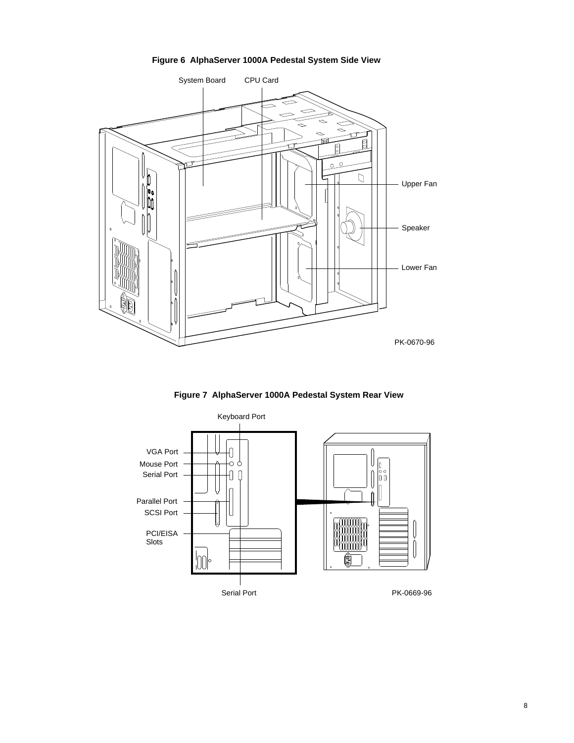**Figure 6 AlphaServer 1000A Pedestal System Side View**

**Figure 7 AlphaServer 1000A Pedestal System Rear View**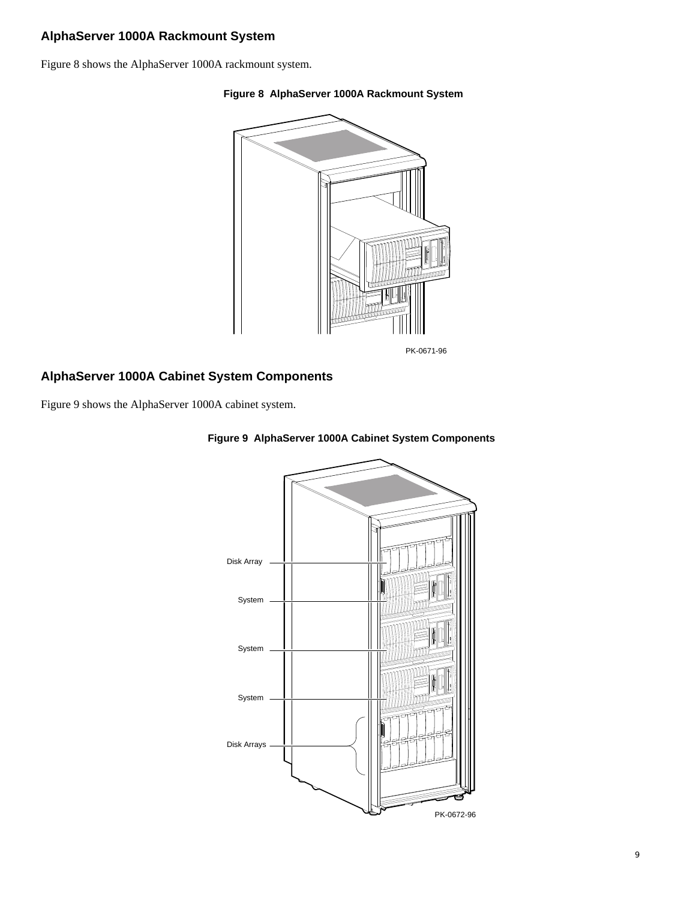## AlphaServer 1000A Rackmount System

Figure 8 shows the AlphaServer 1000A rackmount system.

**Figure 8 AlphaServer 1000A Rackmount System**

PK-0671-96

## AlphaServer 1000A Cabinet System Components

Figure 9 shows the AlphaServer 1000A cabinet system.

**Figure 9 AlphaServer 1000A Cabinet System Components**

Disk Array

System

System

System

Disk Arrays

PK-0672-96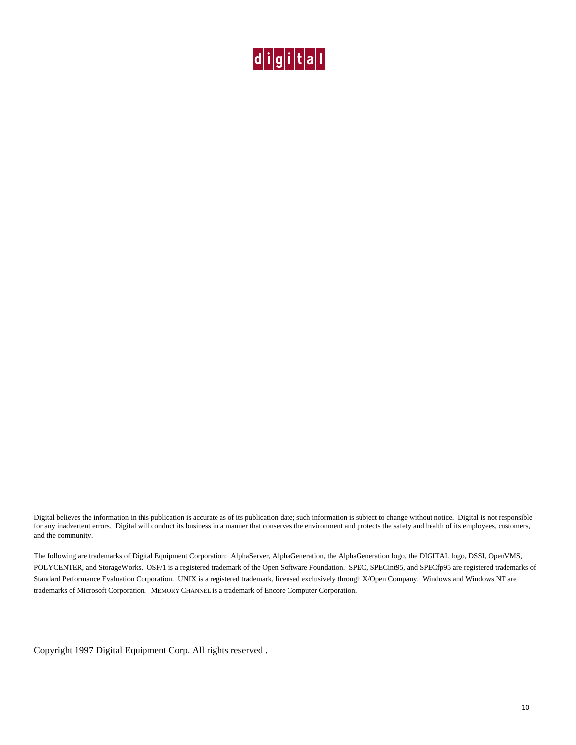digital

Digital believes the information in this publication is accurate as of its publication date; such information is subject to change without notice. Digital is not responsible for any inadvertent errors. Digital will conduct its business in a manner that conserves the environment and protects the safety and health of its employees, customers, and the community.

The following are trademarks of Digital Equipment Corporation: AlphaServer, AlphaGeneration, the AlphaGeneration logo, the DIGITAL logo, DSSI, OpenVMS, POLYCENTER, and StorageWorks. OSF/1 is a registered trademark of the Open Software Foundation. SPEC, SPECint95, and SPECfp95 are registered trademarks of Standard Performance Evaluation Corporation. UNIX is a registered trademark, licensed exclusively through X/Open Company. Windows and Windows NT are trademarks of Microsoft Corporation. MEMORY CHANNEL is a trademark of Encore Computer Corporation.

Copyright 1997 Digital Equipment Corp. All rights reserved .